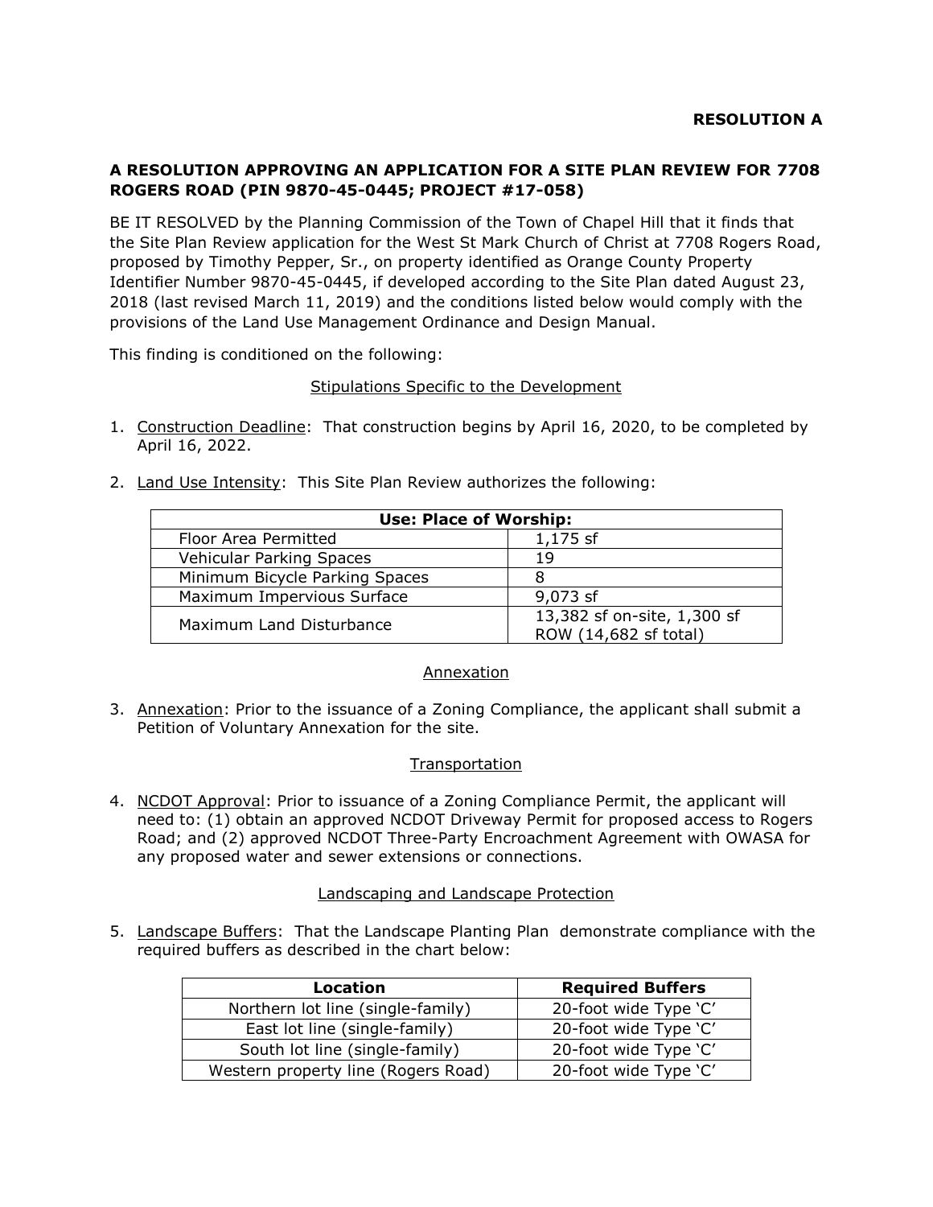**RESOLUTION A**

**A RESOLUTION APPROVING AN APPLICATION FOR A SITE PLAN REVIEW FOR 7708 ROGERS ROAD (PIN 9870-45-0445; PROJECT #17-058)**

BE IT RESOLVED by the Planning Commission of the Town of Chapel Hill that it finds that the Site Plan Review application for the West St Mark Church of Christ at 7708 Rogers Road, proposed by Timothy Pepper, Sr., on property identified as Orange County Property Identifier Number 9870-45-0445, if developed according to the Site Plan dated August 23, 2018 (last revised March 11, 2019) and the conditions listed below would comply with the provisions of the Land Use Management Ordinance and Design Manual.

This finding is conditioned on the following:

<u>Stipulations Specific to the Development</u>

1. <u>Construction Deadline</u>: That construction begins by April 16, 2020, to be completed by April 16, 2022.

2. <u>Land Use Intensity</u>: This Site Plan Review authorizes the following:

| **Use: Place of Worship:** | |
|---|---|
| Floor Area Permitted | 1,175 sf |
| Vehicular Parking Spaces | 19 |
| Minimum Bicycle Parking Spaces | 8 |
| Maximum Impervious Surface | 9,073 sf |
| Maximum Land Disturbance | 13,382 sf on-site, 1,300 sf ROW (14,682 sf total) |

<u>Annexation</u>

3. <u>Annexation</u>: Prior to the issuance of a Zoning Compliance, the applicant shall submit a Petition of Voluntary Annexation for the site.

<u>Transportation</u>

4. <u>NCDOT Approval</u>: Prior to issuance of a Zoning Compliance Permit, the applicant will need to: (1) obtain an approved NCDOT Driveway Permit for proposed access to Rogers Road; and (2) approved NCDOT Three-Party Encroachment Agreement with OWASA for any proposed water and sewer extensions or connections.

<u>Landscaping and Landscape Protection</u>

5. <u>Landscape Buffers</u>: That the Landscape Planting Plan demonstrate compliance with the required buffers as described in the chart below:

| **Location** | **Required Buffers** |
|---|---|
| Northern lot line (single-family) | 20-foot wide Type 'C' |
| East lot line (single-family) | 20-foot wide Type 'C' |
| South lot line (single-family) | 20-foot wide Type 'C' |
| Western property line (Rogers Road) | 20-foot wide Type 'C' |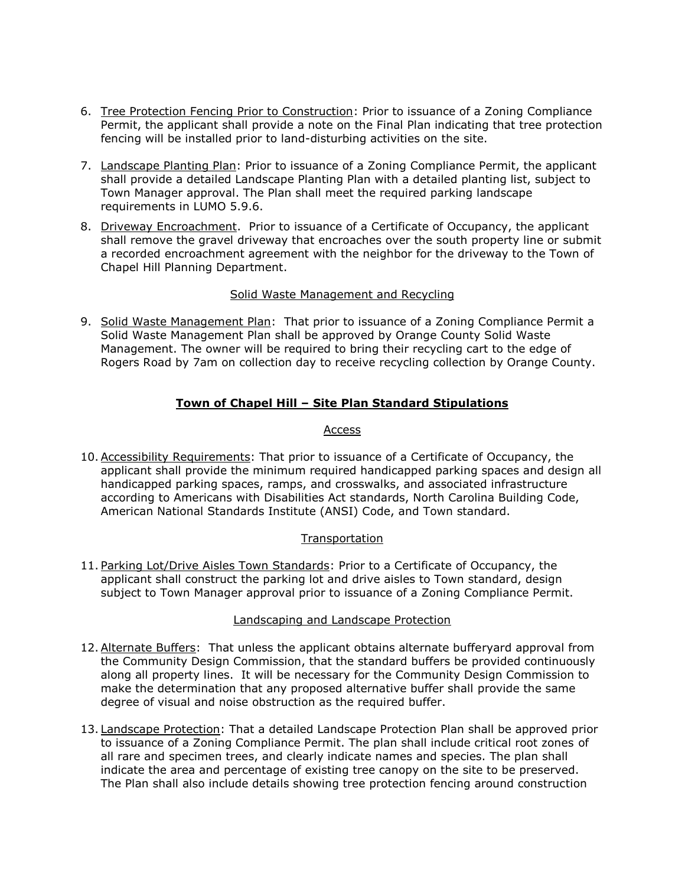6. Tree Protection Fencing Prior to Construction: Prior to issuance of a Zoning Compliance Permit, the applicant shall provide a note on the Final Plan indicating that tree protection fencing will be installed prior to land-disturbing activities on the site.

7. Landscape Planting Plan: Prior to issuance of a Zoning Compliance Permit, the applicant shall provide a detailed Landscape Planting Plan with a detailed planting list, subject to Town Manager approval. The Plan shall meet the required parking landscape requirements in LUMO 5.9.6.

8. Driveway Encroachment. Prior to issuance of a Certificate of Occupancy, the applicant shall remove the gravel driveway that encroaches over the south property line or submit a recorded encroachment agreement with the neighbor for the driveway to the Town of Chapel Hill Planning Department.

Solid Waste Management and Recycling

9. Solid Waste Management Plan: That prior to issuance of a Zoning Compliance Permit a Solid Waste Management Plan shall be approved by Orange County Solid Waste Management. The owner will be required to bring their recycling cart to the edge of Rogers Road by 7am on collection day to receive recycling collection by Orange County.

## Town of Chapel Hill – Site Plan Standard Stipulations

Access

10. Accessibility Requirements: That prior to issuance of a Certificate of Occupancy, the applicant shall provide the minimum required handicapped parking spaces and design all handicapped parking spaces, ramps, and crosswalks, and associated infrastructure according to Americans with Disabilities Act standards, North Carolina Building Code, American National Standards Institute (ANSI) Code, and Town standard.

Transportation

11. Parking Lot/Drive Aisles Town Standards: Prior to a Certificate of Occupancy, the applicant shall construct the parking lot and drive aisles to Town standard, design subject to Town Manager approval prior to issuance of a Zoning Compliance Permit.

Landscaping and Landscape Protection

12. Alternate Buffers: That unless the applicant obtains alternate bufferyard approval from the Community Design Commission, that the standard buffers be provided continuously along all property lines. It will be necessary for the Community Design Commission to make the determination that any proposed alternative buffer shall provide the same degree of visual and noise obstruction as the required buffer.

13. Landscape Protection: That a detailed Landscape Protection Plan shall be approved prior to issuance of a Zoning Compliance Permit. The plan shall include critical root zones of all rare and specimen trees, and clearly indicate names and species. The plan shall indicate the area and percentage of existing tree canopy on the site to be preserved. The Plan shall also include details showing tree protection fencing around construction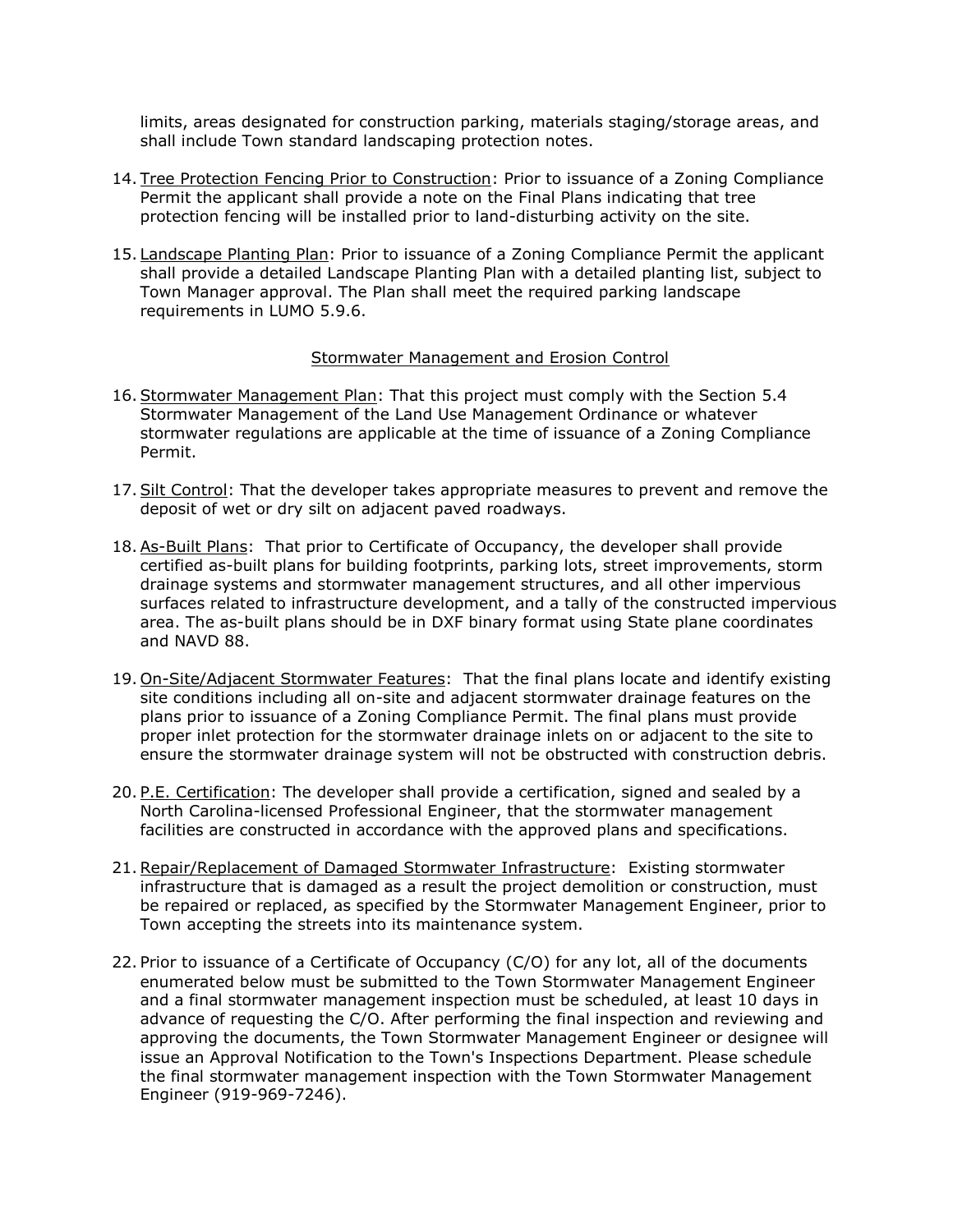limits, areas designated for construction parking, materials staging/storage areas, and shall include Town standard landscaping protection notes.

14. Tree Protection Fencing Prior to Construction: Prior to issuance of a Zoning Compliance Permit the applicant shall provide a note on the Final Plans indicating that tree protection fencing will be installed prior to land-disturbing activity on the site.

15. Landscape Planting Plan: Prior to issuance of a Zoning Compliance Permit the applicant shall provide a detailed Landscape Planting Plan with a detailed planting list, subject to Town Manager approval. The Plan shall meet the required parking landscape requirements in LUMO 5.9.6.

## Stormwater Management and Erosion Control

16. Stormwater Management Plan: That this project must comply with the Section 5.4 Stormwater Management of the Land Use Management Ordinance or whatever stormwater regulations are applicable at the time of issuance of a Zoning Compliance Permit.

17. Silt Control: That the developer takes appropriate measures to prevent and remove the deposit of wet or dry silt on adjacent paved roadways.

18. As-Built Plans: That prior to Certificate of Occupancy, the developer shall provide certified as-built plans for building footprints, parking lots, street improvements, storm drainage systems and stormwater management structures, and all other impervious surfaces related to infrastructure development, and a tally of the constructed impervious area. The as-built plans should be in DXF binary format using State plane coordinates and NAVD 88.

19. On-Site/Adjacent Stormwater Features: That the final plans locate and identify existing site conditions including all on-site and adjacent stormwater drainage features on the plans prior to issuance of a Zoning Compliance Permit. The final plans must provide proper inlet protection for the stormwater drainage inlets on or adjacent to the site to ensure the stormwater drainage system will not be obstructed with construction debris.

20. P.E. Certification: The developer shall provide a certification, signed and sealed by a North Carolina-licensed Professional Engineer, that the stormwater management facilities are constructed in accordance with the approved plans and specifications.

21. Repair/Replacement of Damaged Stormwater Infrastructure: Existing stormwater infrastructure that is damaged as a result the project demolition or construction, must be repaired or replaced, as specified by the Stormwater Management Engineer, prior to Town accepting the streets into its maintenance system.

22. Prior to issuance of a Certificate of Occupancy (C/O) for any lot, all of the documents enumerated below must be submitted to the Town Stormwater Management Engineer and a final stormwater management inspection must be scheduled, at least 10 days in advance of requesting the C/O. After performing the final inspection and reviewing and approving the documents, the Town Stormwater Management Engineer or designee will issue an Approval Notification to the Town's Inspections Department. Please schedule the final stormwater management inspection with the Town Stormwater Management Engineer (919-969-7246).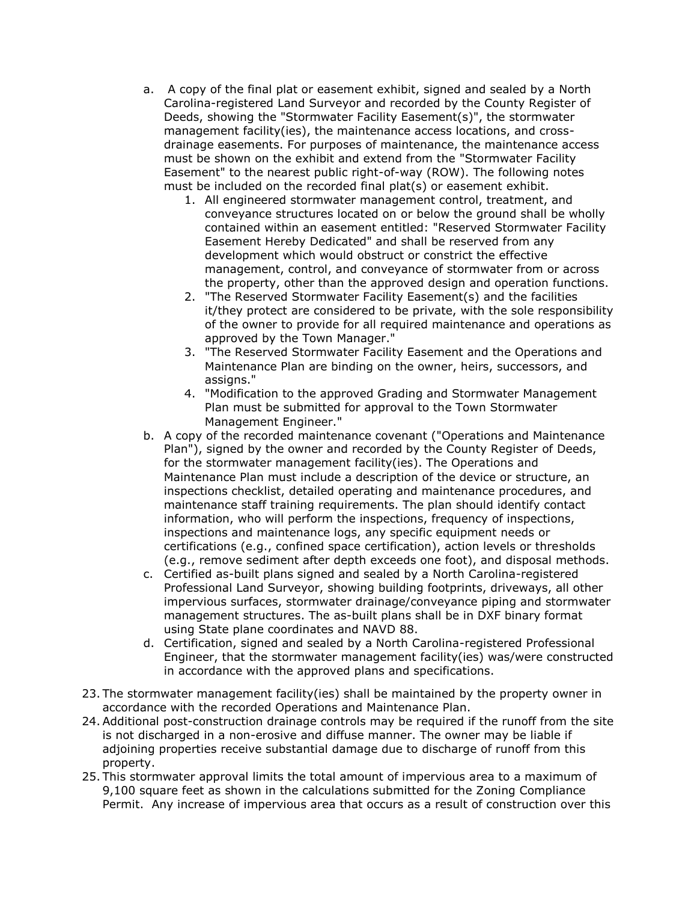a. A copy of the final plat or easement exhibit, signed and sealed by a North Carolina-registered Land Surveyor and recorded by the County Register of Deeds, showing the "Stormwater Facility Easement(s)", the stormwater management facility(ies), the maintenance access locations, and cross-drainage easements. For purposes of maintenance, the maintenance access must be shown on the exhibit and extend from the "Stormwater Facility Easement" to the nearest public right-of-way (ROW). The following notes must be included on the recorded final plat(s) or easement exhibit.
   1. All engineered stormwater management control, treatment, and conveyance structures located on or below the ground shall be wholly contained within an easement entitled: "Reserved Stormwater Facility Easement Hereby Dedicated" and shall be reserved from any development which would obstruct or constrict the effective management, control, and conveyance of stormwater from or across the property, other than the approved design and operation functions.
   2. "The Reserved Stormwater Facility Easement(s) and the facilities it/they protect are considered to be private, with the sole responsibility of the owner to provide for all required maintenance and operations as approved by the Town Manager."
   3. "The Reserved Stormwater Facility Easement and the Operations and Maintenance Plan are binding on the owner, heirs, successors, and assigns."
   4. "Modification to the approved Grading and Stormwater Management Plan must be submitted for approval to the Town Stormwater Management Engineer."

b. A copy of the recorded maintenance covenant ("Operations and Maintenance Plan"), signed by the owner and recorded by the County Register of Deeds, for the stormwater management facility(ies). The Operations and Maintenance Plan must include a description of the device or structure, an inspections checklist, detailed operating and maintenance procedures, and maintenance staff training requirements. The plan should identify contact information, who will perform the inspections, frequency of inspections, inspections and maintenance logs, any specific equipment needs or certifications (e.g., confined space certification), action levels or thresholds (e.g., remove sediment after depth exceeds one foot), and disposal methods.

c. Certified as-built plans signed and sealed by a North Carolina-registered Professional Land Surveyor, showing building footprints, driveways, all other impervious surfaces, stormwater drainage/conveyance piping and stormwater management structures. The as-built plans shall be in DXF binary format using State plane coordinates and NAVD 88.

d. Certification, signed and sealed by a North Carolina-registered Professional Engineer, that the stormwater management facility(ies) was/were constructed in accordance with the approved plans and specifications.

23. The stormwater management facility(ies) shall be maintained by the property owner in accordance with the recorded Operations and Maintenance Plan.
24. Additional post-construction drainage controls may be required if the runoff from the site is not discharged in a non-erosive and diffuse manner. The owner may be liable if adjoining properties receive substantial damage due to discharge of runoff from this property.
25. This stormwater approval limits the total amount of impervious area to a maximum of 9,100 square feet as shown in the calculations submitted for the Zoning Compliance Permit. Any increase of impervious area that occurs as a result of construction over this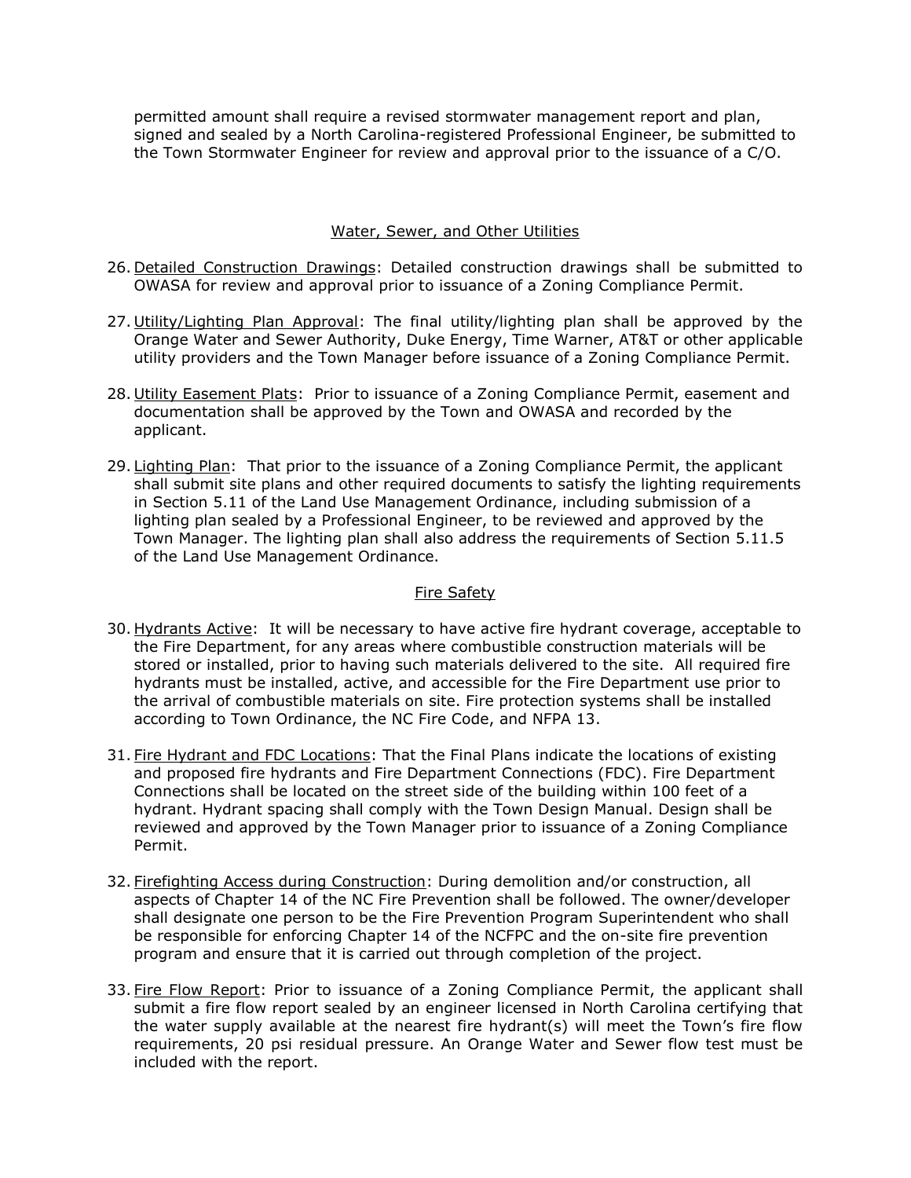permitted amount shall require a revised stormwater management report and plan, signed and sealed by a North Carolina-registered Professional Engineer, be submitted to the Town Stormwater Engineer for review and approval prior to the issuance of a C/O.

## Water, Sewer, and Other Utilities

26. Detailed Construction Drawings: Detailed construction drawings shall be submitted to OWASA for review and approval prior to issuance of a Zoning Compliance Permit.

27. Utility/Lighting Plan Approval: The final utility/lighting plan shall be approved by the Orange Water and Sewer Authority, Duke Energy, Time Warner, AT&T or other applicable utility providers and the Town Manager before issuance of a Zoning Compliance Permit.

28. Utility Easement Plats: Prior to issuance of a Zoning Compliance Permit, easement and documentation shall be approved by the Town and OWASA and recorded by the applicant.

29. Lighting Plan: That prior to the issuance of a Zoning Compliance Permit, the applicant shall submit site plans and other required documents to satisfy the lighting requirements in Section 5.11 of the Land Use Management Ordinance, including submission of a lighting plan sealed by a Professional Engineer, to be reviewed and approved by the Town Manager. The lighting plan shall also address the requirements of Section 5.11.5 of the Land Use Management Ordinance.

## Fire Safety

30. Hydrants Active: It will be necessary to have active fire hydrant coverage, acceptable to the Fire Department, for any areas where combustible construction materials will be stored or installed, prior to having such materials delivered to the site. All required fire hydrants must be installed, active, and accessible for the Fire Department use prior to the arrival of combustible materials on site. Fire protection systems shall be installed according to Town Ordinance, the NC Fire Code, and NFPA 13.

31. Fire Hydrant and FDC Locations: That the Final Plans indicate the locations of existing and proposed fire hydrants and Fire Department Connections (FDC). Fire Department Connections shall be located on the street side of the building within 100 feet of a hydrant. Hydrant spacing shall comply with the Town Design Manual. Design shall be reviewed and approved by the Town Manager prior to issuance of a Zoning Compliance Permit.

32. Firefighting Access during Construction: During demolition and/or construction, all aspects of Chapter 14 of the NC Fire Prevention shall be followed. The owner/developer shall designate one person to be the Fire Prevention Program Superintendent who shall be responsible for enforcing Chapter 14 of the NCFPC and the on-site fire prevention program and ensure that it is carried out through completion of the project.

33. Fire Flow Report: Prior to issuance of a Zoning Compliance Permit, the applicant shall submit a fire flow report sealed by an engineer licensed in North Carolina certifying that the water supply available at the nearest fire hydrant(s) will meet the Town's fire flow requirements, 20 psi residual pressure. An Orange Water and Sewer flow test must be included with the report.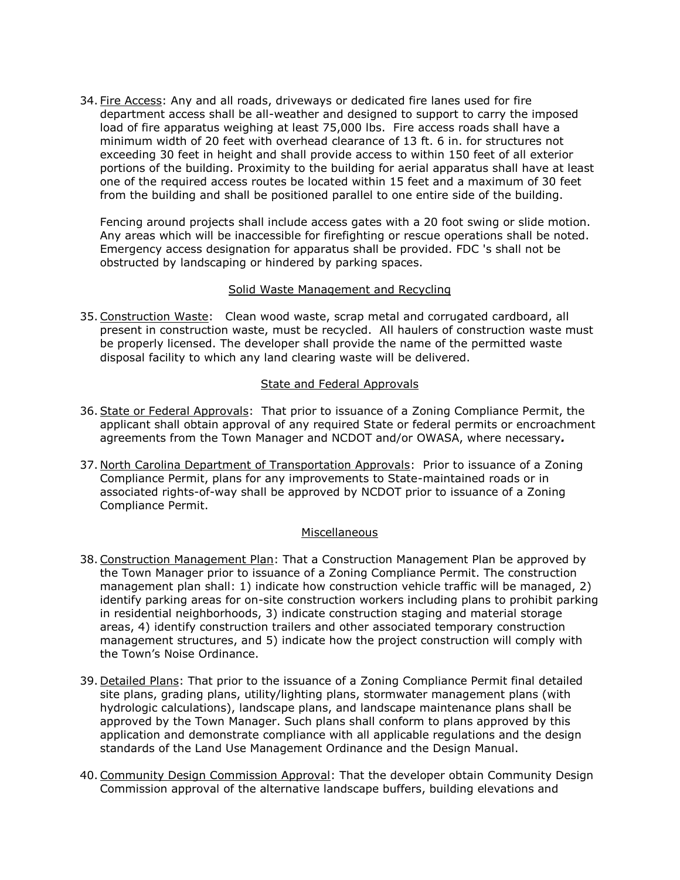34. <u>Fire Access</u>: Any and all roads, driveways or dedicated fire lanes used for fire department access shall be all-weather and designed to support to carry the imposed load of fire apparatus weighing at least 75,000 lbs. Fire access roads shall have a minimum width of 20 feet with overhead clearance of 13 ft. 6 in. for structures not exceeding 30 feet in height and shall provide access to within 150 feet of all exterior portions of the building. Proximity to the building for aerial apparatus shall have at least one of the required access routes be located within 15 feet and a maximum of 30 feet from the building and shall be positioned parallel to one entire side of the building.

    Fencing around projects shall include access gates with a 20 foot swing or slide motion. Any areas which will be inaccessible for firefighting or rescue operations shall be noted. Emergency access designation for apparatus shall be provided. FDC 's shall not be obstructed by landscaping or hindered by parking spaces.

<u>Solid Waste Management and Recycling</u>

35. <u>Construction Waste</u>: Clean wood waste, scrap metal and corrugated cardboard, all present in construction waste, must be recycled. All haulers of construction waste must be properly licensed. The developer shall provide the name of the permitted waste disposal facility to which any land clearing waste will be delivered.

<u>State and Federal Approvals</u>

36. <u>State or Federal Approvals</u>: That prior to issuance of a Zoning Compliance Permit, the applicant shall obtain approval of any required State or federal permits or encroachment agreements from the Town Manager and NCDOT and/or OWASA, where necessary***.***

37. <u>North Carolina Department of Transportation Approvals</u>: Prior to issuance of a Zoning Compliance Permit, plans for any improvements to State-maintained roads or in associated rights-of-way shall be approved by NCDOT prior to issuance of a Zoning Compliance Permit.

<u>Miscellaneous</u>

38. <u>Construction Management Plan</u>: That a Construction Management Plan be approved by the Town Manager prior to issuance of a Zoning Compliance Permit. The construction management plan shall: 1) indicate how construction vehicle traffic will be managed, 2) identify parking areas for on-site construction workers including plans to prohibit parking in residential neighborhoods, 3) indicate construction staging and material storage areas, 4) identify construction trailers and other associated temporary construction management structures, and 5) indicate how the project construction will comply with the Town's Noise Ordinance.

39. <u>Detailed Plans</u>: That prior to the issuance of a Zoning Compliance Permit final detailed site plans, grading plans, utility/lighting plans, stormwater management plans (with hydrologic calculations), landscape plans, and landscape maintenance plans shall be approved by the Town Manager. Such plans shall conform to plans approved by this application and demonstrate compliance with all applicable regulations and the design standards of the Land Use Management Ordinance and the Design Manual.

40. <u>Community Design Commission Approval</u>: That the developer obtain Community Design Commission approval of the alternative landscape buffers, building elevations and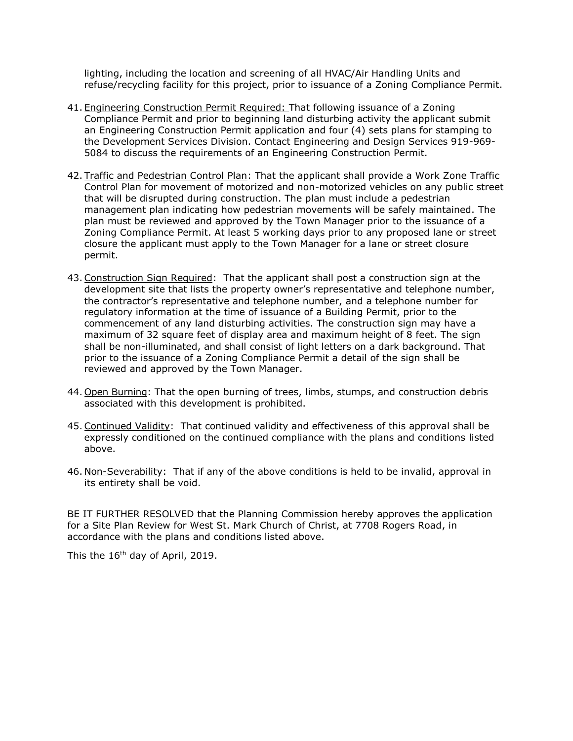lighting, including the location and screening of all HVAC/Air Handling Units and refuse/recycling facility for this project, prior to issuance of a Zoning Compliance Permit.

41. Engineering Construction Permit Required: That following issuance of a Zoning Compliance Permit and prior to beginning land disturbing activity the applicant submit an Engineering Construction Permit application and four (4) sets plans for stamping to the Development Services Division. Contact Engineering and Design Services 919-969-5084 to discuss the requirements of an Engineering Construction Permit.

42. Traffic and Pedestrian Control Plan: That the applicant shall provide a Work Zone Traffic Control Plan for movement of motorized and non-motorized vehicles on any public street that will be disrupted during construction. The plan must include a pedestrian management plan indicating how pedestrian movements will be safely maintained. The plan must be reviewed and approved by the Town Manager prior to the issuance of a Zoning Compliance Permit. At least 5 working days prior to any proposed lane or street closure the applicant must apply to the Town Manager for a lane or street closure permit.

43. Construction Sign Required: That the applicant shall post a construction sign at the development site that lists the property owner's representative and telephone number, the contractor's representative and telephone number, and a telephone number for regulatory information at the time of issuance of a Building Permit, prior to the commencement of any land disturbing activities. The construction sign may have a maximum of 32 square feet of display area and maximum height of 8 feet. The sign shall be non-illuminated, and shall consist of light letters on a dark background. That prior to the issuance of a Zoning Compliance Permit a detail of the sign shall be reviewed and approved by the Town Manager.

44. Open Burning: That the open burning of trees, limbs, stumps, and construction debris associated with this development is prohibited.

45. Continued Validity: That continued validity and effectiveness of this approval shall be expressly conditioned on the continued compliance with the plans and conditions listed above.

46. Non-Severability: That if any of the above conditions is held to be invalid, approval in its entirety shall be void.

BE IT FURTHER RESOLVED that the Planning Commission hereby approves the application for a Site Plan Review for West St. Mark Church of Christ, at 7708 Rogers Road, in accordance with the plans and conditions listed above.

This the 16th day of April, 2019.